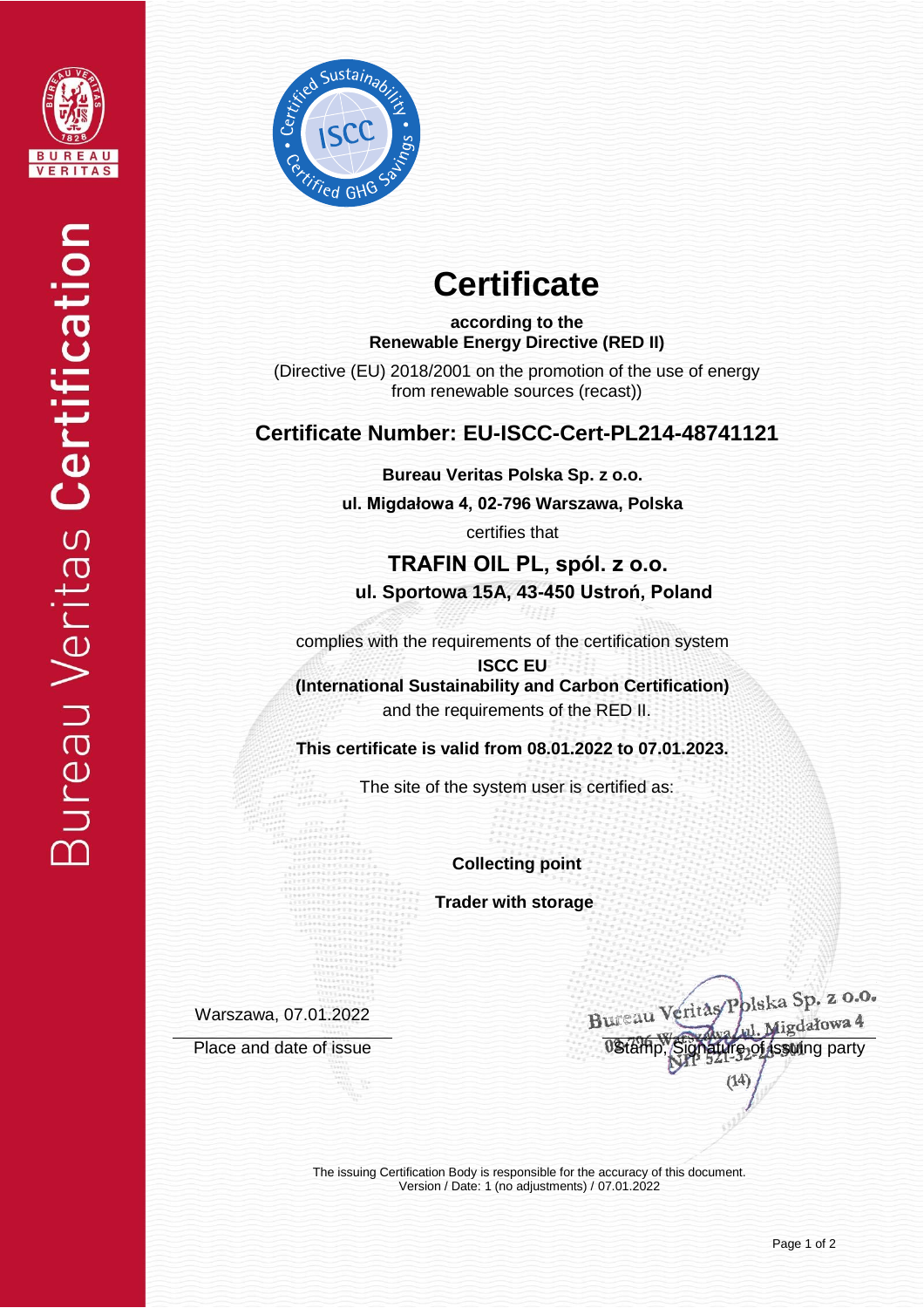Bureau Veritas Certification

# Certificate

**according to the**
**Renewable Energy Directive (RED II)**

(Directive (EU) 2018/2001 on the promotion of the use of energy from renewable sources (recast))

## Certificate Number: EU-ISCC-Cert-PL214-48741121

**Bureau Veritas Polska Sp. z o.o.**

**ul. Migdałowa 4, 02-796 Warszawa, Polska**

certifies that

### TRAFIN OIL PL, spól. z o.o.

**ul. Sportowa 15A, 43-450 Ustroń, Poland**

complies with the requirements of the certification system

**ISCC EU**
**(International Sustainability and Carbon Certification)**
and the requirements of the RED II.

**This certificate is valid from 08.01.2022 to 07.01.2023.**

The site of the system user is certified as:

**Collecting point**

**Trader with storage**

Warszawa, 07.01.2022

Place and date of issue

Bureau Veritas Polska Sp. z o.o.
ul. Migdałowa 4
02-796 Warszawa
NIP 521-32-

(14)

Stamp, Signature of issuing party

The issuing Certification Body is responsible for the accuracy of this document.
Version / Date: 1 (no adjustments) / 07.01.2022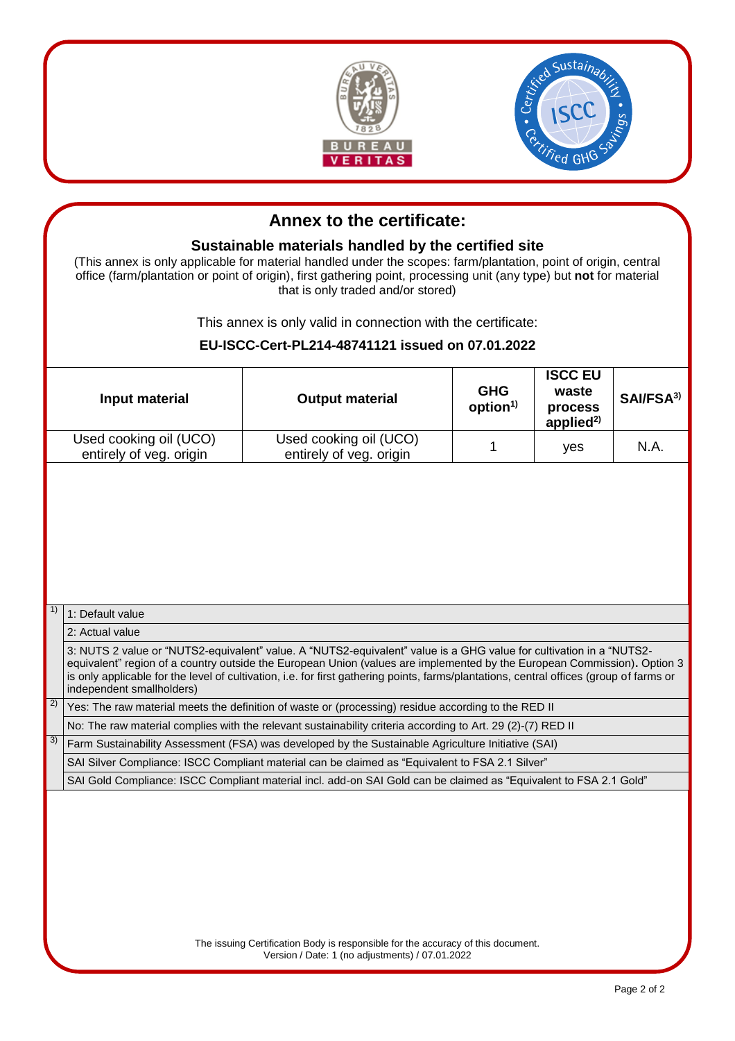# Annex to the certificate:

## Sustainable materials handled by the certified site

(This annex is only applicable for material handled under the scopes: farm/plantation, point of origin, central office (farm/plantation or point of origin), first gathering point, processing unit (any type) but **not** for material that is only traded and/or stored)

This annex is only valid in connection with the certificate:

**EU-ISCC-Cert-PL214-48741121 issued on 07.01.2022**

| Input material | Output material | GHG option[1)] | ISCC EU waste process applied[2)] | SAI/FSA[3)] |
|---|---|---|---|---|
| Used cooking oil (UCO) entirely of veg. origin | Used cooking oil (UCO) entirely of veg. origin | 1 | yes | N.A. |

| | |
|---|---|
| 1) | 1: Default value |
| | 2: Actual value |
| | 3: NUTS 2 value or "NUTS2-equivalent" value. A "NUTS2-equivalent" value is a GHG value for cultivation in a "NUTS2-equivalent" region of a country outside the European Union (values are implemented by the European Commission). Option 3 is only applicable for the level of cultivation, i.e. for first gathering points, farms/plantations, central offices (group of farms or independent smallholders) |
| 2) | Yes: The raw material meets the definition of waste or (processing) residue according to the RED II |
| | No: The raw material complies with the relevant sustainability criteria according to Art. 29 (2)-(7) RED II |
| 3) | Farm Sustainability Assessment (FSA) was developed by the Sustainable Agriculture Initiative (SAI) |
| | SAI Silver Compliance: ISCC Compliant material can be claimed as "Equivalent to FSA 2.1 Silver" |
| | SAI Gold Compliance: ISCC Compliant material incl. add-on SAI Gold can be claimed as "Equivalent to FSA 2.1 Gold" |

The issuing Certification Body is responsible for the accuracy of this document.
Version / Date: 1 (no adjustments) / 07.01.2022